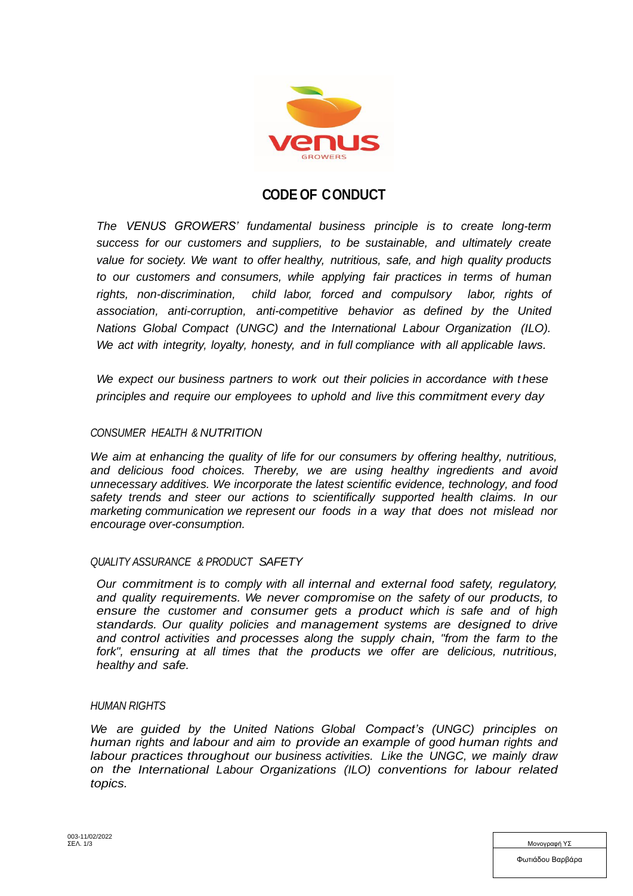# CODE OF CONDUCT

*The VENUS GROWERS' fundamental business principle is to create long-term success for our customers and suppliers, to be sustainable, and ultimately create value for society. We want to offer healthy, nutritious, safe, and high quality products to our customers and consumers, while applying fair practices in terms of human rights, non-discrimination, child labor, forced and compulsory labor, rights of association, anti-corruption, anti-competitive behavior as defined by the United Nations Global Compact (UNGC) and the International Labour Organization (ILO). We act with integrity, loyalty, honesty, and in full compliance with all applicable laws.*

*We expect our business partners to work out their policies in accordance with these principles and require our employees to uphold and live this commitment every day*

## *CONSUMER HEALTH & NUTRITION*

*We aim at enhancing the quality of life for our consumers by offering healthy, nutritious, and delicious food choices. Thereby, we are using healthy ingredients and avoid unnecessary additives. We incorporate the latest scientific evidence, technology, and food safety trends and steer our actions to scientifically supported health claims. In our marketing communication we represent our foods in a way that does not mislead nor encourage over-consumption.*

## *QUALITY ASSURANCE & PRODUCT SAFETY*

*Our commitment is to comply with all internal and external food safety, regulatory, and quality requirements. We never compromise on the safety of our products, to ensure the customer and consumer gets a product which is safe and of high standards. Our quality policies and management systems are designed to drive and control activities and processes along the supply chain, "from the farm to the fork", ensuring at all times that the products we offer are delicious, nutritious, healthy and safe.*

## *HUMAN RIGHTS*

*We are guided by the United Nations Global Compact's (UNGC) principles on human rights and labour and aim to provide an example of good human rights and labour practices throughout our business activities. Like the UNGC, we mainly draw on the International Labour Organizations (ILO) conventions for labour related topics.*

003-11/02/2022

| Μονογραφή ΥΣ |
| --- |
| Φωτιάδου Βαρβάρα |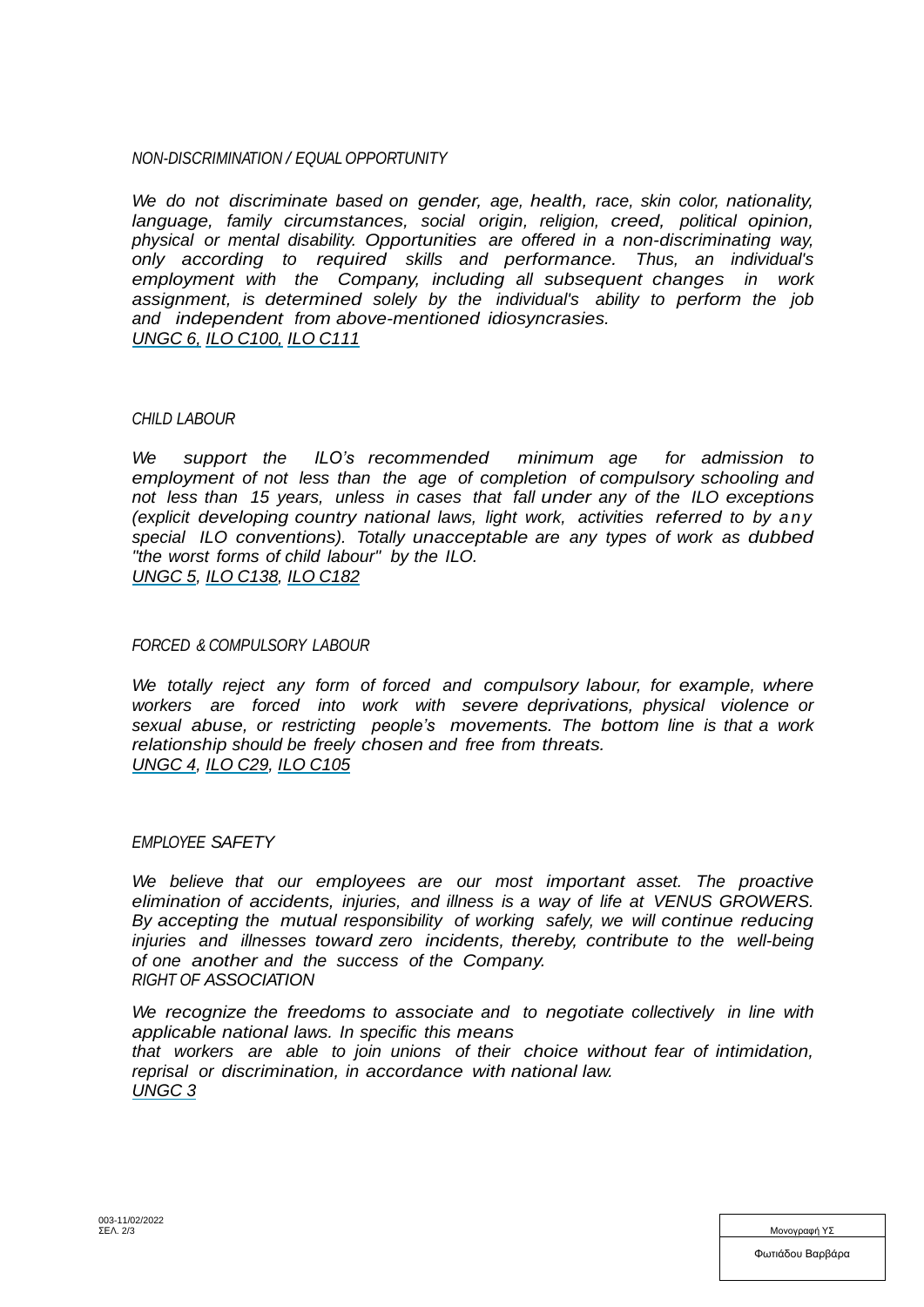*NON-DISCRIMINATION / EQUAL OPPORTUNITY*

*We do not discriminate based on gender, age, health, race, skin color, nationality, language, family circumstances, social origin, religion, creed, political opinion, physical or mental disability. Opportunities are offered in a non-discriminating way, only according to required skills and performance. Thus, an individual's employment with the Company, including all subsequent changes in work assignment, is determined solely by the individual's ability to perform the job and independent from above-mentioned idiosyncrasies.*
*UNGC 6, ILO C100, ILO C111*

*CHILD LABOUR*

*We support the ILO's recommended minimum age for admission to employment of not less than the age of completion of compulsory schooling and not less than 15 years, unless in cases that fall under any of the ILO exceptions (explicit developing country national laws, light work, activities referred to by any special ILO conventions). Totally unacceptable are any types of work as dubbed "the worst forms of child labour" by the ILO.*
*UNGC 5, ILO C138, ILO C182*

*FORCED & COMPULSORY LABOUR*

*We totally reject any form of forced and compulsory labour, for example, where workers are forced into work with severe deprivations, physical violence or sexual abuse, or restricting people's movements. The bottom line is that a work relationship should be freely chosen and free from threats.*
*UNGC 4, ILO C29, ILO C105*

*EMPLOYEE SAFETY*

*We believe that our employees are our most important asset. The proactive elimination of accidents, injuries, and illness is a way of life at VENUS GROWERS. By accepting the mutual responsibility of working safely, we will continue reducing injuries and illnesses toward zero incidents, thereby, contribute to the well-being of one another and the success of the Company.*

*RIGHT OF ASSOCIATION*

*We recognize the freedoms to associate and to negotiate collectively in line with applicable national laws. In specific this means that workers are able to join unions of their choice without fear of intimidation, reprisal or discrimination, in accordance with national law.*
*UNGC 3*

003-11/02/2022

| Μονογραφή ΥΣ |
| --- |
| Φωτιάδου Βαρβάρα |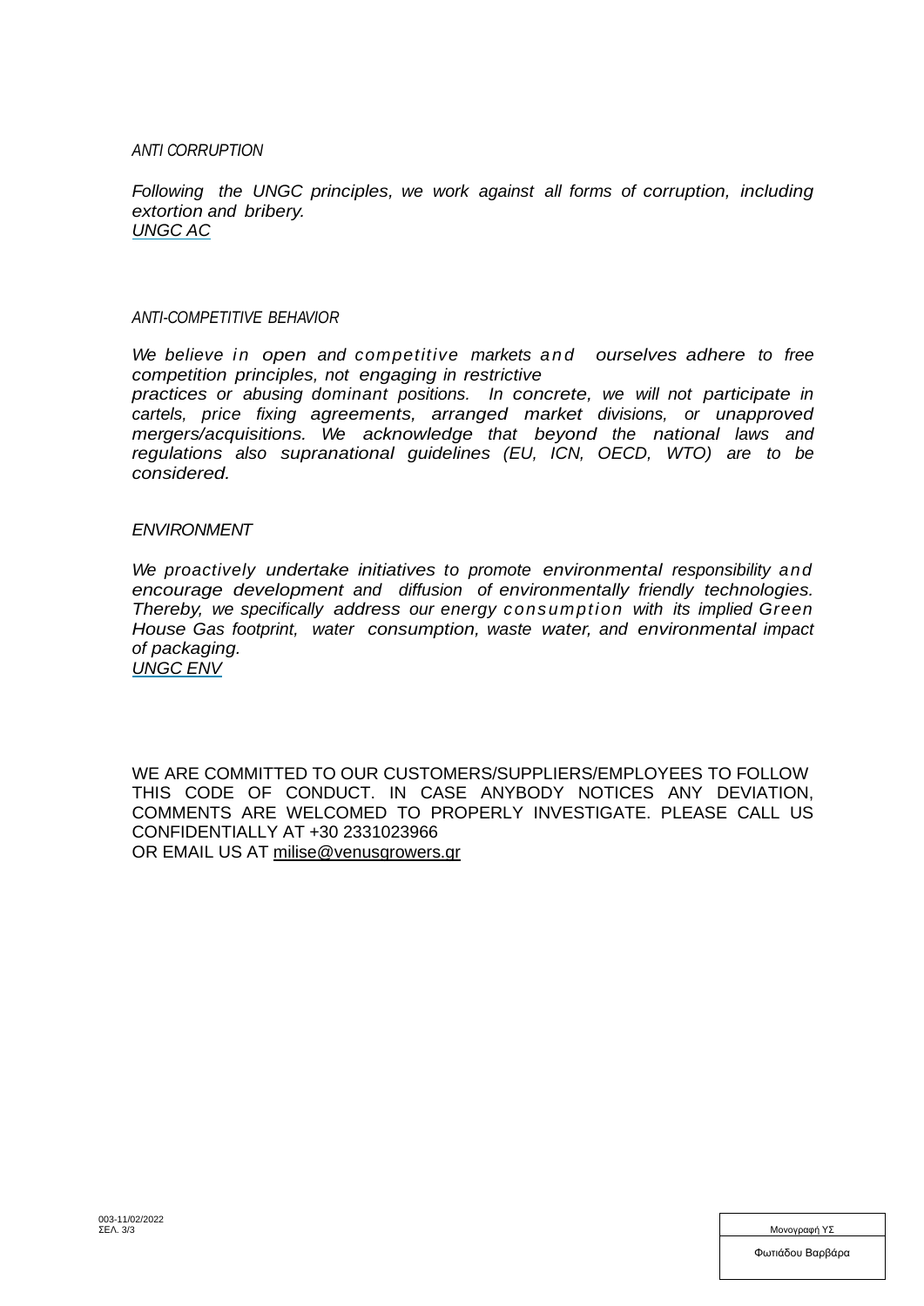*ANTI CORRUPTION*

*Following the UNGC principles, we work against all forms of corruption, including extortion and bribery.*
*UNGC AC*

*ANTI-COMPETITIVE BEHAVIOR*

*We believe in open and competitive markets and ourselves adhere to free competition principles, not engaging in restrictive practices or abusing dominant positions. In concrete, we will not participate in cartels, price fixing agreements, arranged market divisions, or unapproved mergers/acquisitions. We acknowledge that beyond the national laws and regulations also supranational guidelines (EU, ICN, OECD, WTO) are to be considered.*

*ENVIRONMENT*

*We proactively undertake initiatives to promote environmental responsibility and encourage development and diffusion of environmentally friendly technologies. Thereby, we specifically address our energy consumption with its implied Green House Gas footprint, water consumption, waste water, and environmental impact of packaging.*
*UNGC ENV*

WE ARE COMMITTED TO OUR CUSTOMERS/SUPPLIERS/EMPLOYEES TO FOLLOW THIS CODE OF CONDUCT. IN CASE ANYBODY NOTICES ANY DEVIATION, COMMENTS ARE WELCOMED TO PROPERLY INVESTIGATE. PLEASE CALL US CONFIDENTIALLY AT +30 2331023966
OR EMAIL US AT milise@venusgrowers.gr

003-11/02/2022
ΣΕΛ. 3/3

| Μονογραφή ΥΣ |
| --- |
| Φωτιάδου Βαρβάρα |